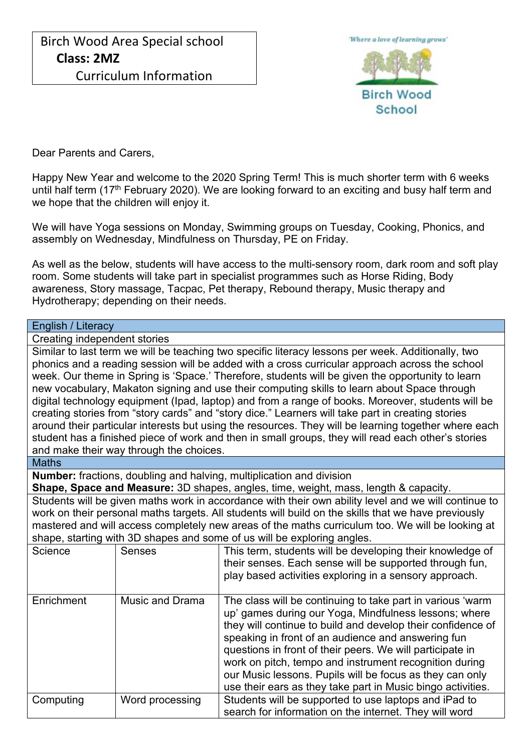# Birch Wood Area Special school
## **Class: 2MZ**
### Curriculum Information

'Where a love of learning grows'

Birch Wood School

Dear Parents and Carers,

Happy New Year and welcome to the 2020 Spring Term! This is much shorter term with 6 weeks until half term (17th February 2020). We are looking forward to an exciting and busy half term and we hope that the children will enjoy it.

We will have Yoga sessions on Monday, Swimming groups on Tuesday, Cooking, Phonics, and assembly on Wednesday, Mindfulness on Thursday, PE on Friday.

As well as the below, students will have access to the multi-sensory room, dark room and soft play room. Some students will take part in specialist programmes such as Horse Riding, Body awareness, Story massage, Tacpac, Pet therapy, Rebound therapy, Music therapy and Hydrotherapy; depending on their needs.

| English / Literacy | | |
|---|---|---|
| Creating independent stories | | |
| Similar to last term we will be teaching two specific literacy lessons per week. Additionally, two phonics and a reading session will be added with a cross curricular approach across the school week. Our theme in Spring is 'Space.' Therefore, students will be given the opportunity to learn new vocabulary, Makaton signing and use their computing skills to learn about Space through digital technology equipment (Ipad, laptop) and from a range of books. Moreover, students will be creating stories from "story cards" and "story dice." Learners will take part in creating stories around their particular interests but using the resources. They will be learning together where each student has a finished piece of work and then in small groups, they will read each other's stories and make their way through the choices. | | |
| Maths | | |
| **Number:** fractions, doubling and halving, multiplication and division<br>**Shape, Space and Measure:** 3D shapes, angles, time, weight, mass, length & capacity. | | |
| Students will be given maths work in accordance with their own ability level and we will continue to work on their personal maths targets. All students will build on the skills that we have previously mastered and will access completely new areas of the maths curriculum too. We will be looking at shape, starting with 3D shapes and some of us will be exploring angles. | | |
| Science | Senses | This term, students will be developing their knowledge of their senses. Each sense will be supported through fun, play based activities exploring in a sensory approach. |
| Enrichment | Music and Drama | The class will be continuing to take part in various 'warm up' games during our Yoga, Mindfulness lessons; where they will continue to build and develop their confidence of speaking in front of an audience and answering fun questions in front of their peers. We will participate in work on pitch, tempo and instrument recognition during our Music lessons. Pupils will be focus as they can only use their ears as they take part in Music bingo activities. |
| Computing | Word processing | Students will be supported to use laptops and iPad to search for information on the internet. They will word |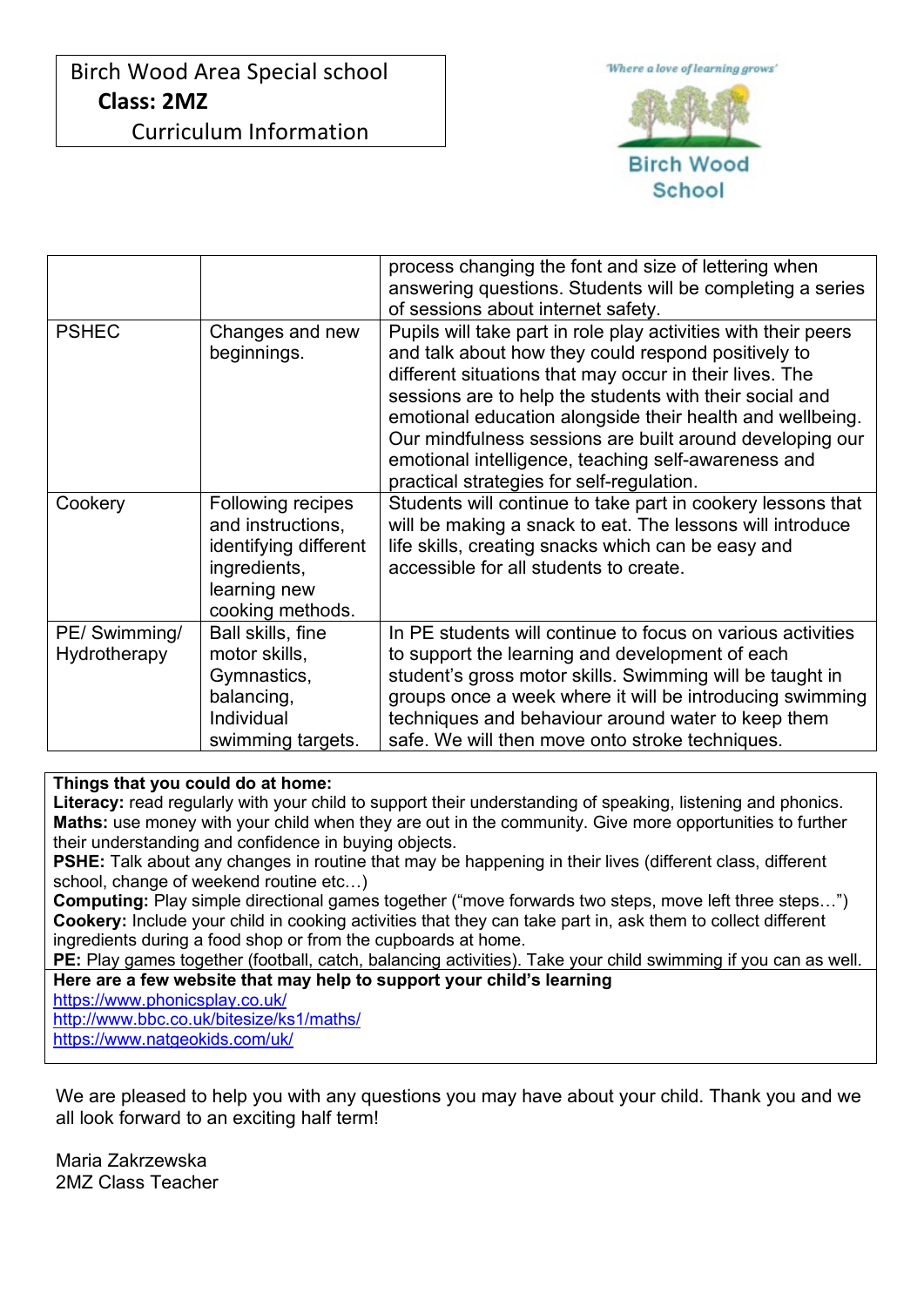Birch Wood Area Special school
**Class: 2MZ**
Curriculum Information

'Where a love of learning grows'
Birch Wood School

| | | |
|---|---|---|
| | | process changing the font and size of lettering when answering questions. Students will be completing a series of sessions about internet safety. |
| PSHEC | Changes and new beginnings. | Pupils will take part in role play activities with their peers and talk about how they could respond positively to different situations that may occur in their lives. The sessions are to help the students with their social and emotional education alongside their health and wellbeing. Our mindfulness sessions are built around developing our emotional intelligence, teaching self-awareness and practical strategies for self-regulation. |
| Cookery | Following recipes and instructions, identifying different ingredients, learning new cooking methods. | Students will continue to take part in cookery lessons that will be making a snack to eat. The lessons will introduce life skills, creating snacks which can be easy and accessible for all students to create. |
| PE/ Swimming/ Hydrotherapy | Ball skills, fine motor skills, Gymnastics, balancing, Individual swimming targets. | In PE students will continue to focus on various activities to support the learning and development of each student's gross motor skills. Swimming will be taught in groups once a week where it will be introducing swimming techniques and behaviour around water to keep them safe. We will then move onto stroke techniques. |

**Things that you could do at home:**
**Literacy:** read regularly with your child to support their understanding of speaking, listening and phonics.
**Maths:** use money with your child when they are out in the community. Give more opportunities to further their understanding and confidence in buying objects.
**PSHE:** Talk about any changes in routine that may be happening in their lives (different class, different school, change of weekend routine etc…)
**Computing:** Play simple directional games together ("move forwards two steps, move left three steps…")
**Cookery:** Include your child in cooking activities that they can take part in, ask them to collect different ingredients during a food shop or from the cupboards at home.
**PE:** Play games together (football, catch, balancing activities). Take your child swimming if you can as well.

**Here are a few website that may help to support your child's learning**
https://www.phonicsplay.co.uk/
http://www.bbc.co.uk/bitesize/ks1/maths/
https://www.natgeokids.com/uk/

We are pleased to help you with any questions you may have about your child. Thank you and we all look forward to an exciting half term!

Maria Zakrzewska
2MZ Class Teacher